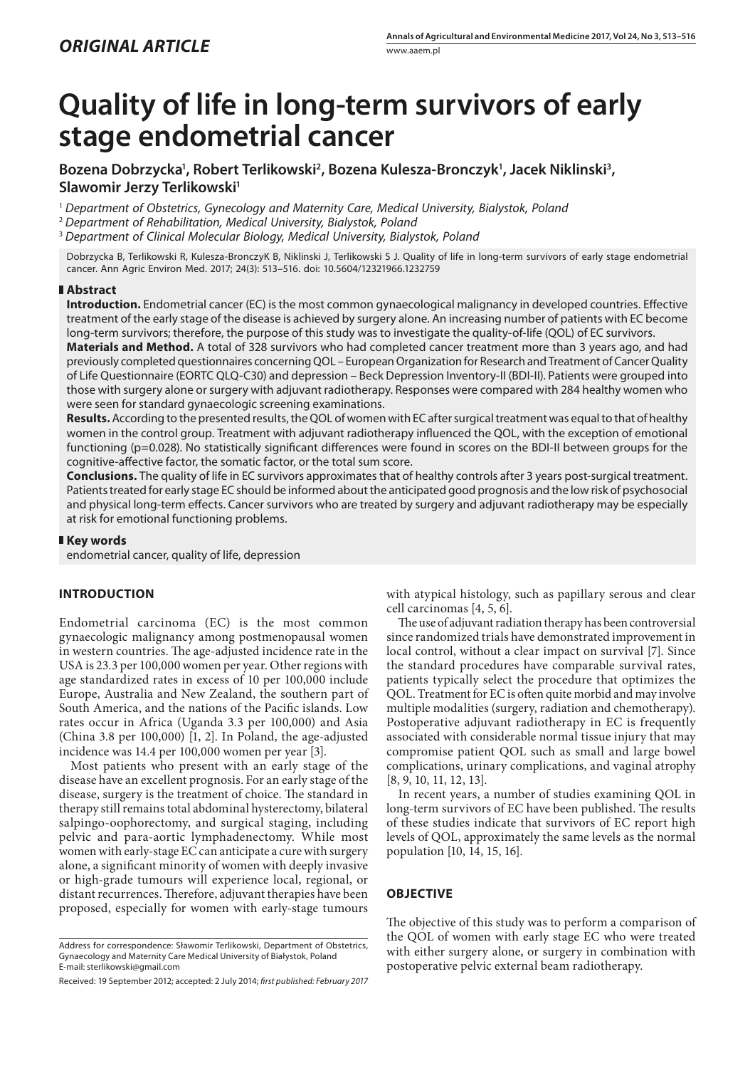*ORIGINAL ARTICLE*

# Quality of life in long-term survivors of early stage endometrial cancer

**Bozena Dobrzycka[1], Robert Terlikowski[2], Bozena Kulesza-Bronczyk[1], Jacek Niklinski[3], Slawomir Jerzy Terlikowski[1]**

[1] *Department of Obstetrics, Gynecology and Maternity Care, Medical University, Bialystok, Poland*
[2] *Department of Rehabilitation, Medical University, Bialystok, Poland*
[3] *Department of Clinical Molecular Biology, Medical University, Bialystok, Poland*

Dobrzycka B, Terlikowski R, Kulesza-BronczyK B, Niklinski J, Terlikowski S J. Quality of life in long-term survivors of early stage endometrial cancer. Ann Agric Environ Med. 2017; 24(3): 513–516. doi: 10.5604/12321966.1232759

## Abstract

**Introduction.** Endometrial cancer (EC) is the most common gynaecological malignancy in developed countries. Effective treatment of the early stage of the disease is achieved by surgery alone. An increasing number of patients with EC become long-term survivors; therefore, the purpose of this study was to investigate the quality-of-life (QOL) of EC survivors.

**Materials and Method.** A total of 328 survivors who had completed cancer treatment more than 3 years ago, and had previously completed questionnaires concerning QOL – European Organization for Research and Treatment of Cancer Quality of Life Questionnaire (EORTC QLQ-C30) and depression – Beck Depression Inventory-II (BDI-II). Patients were grouped into those with surgery alone or surgery with adjuvant radiotherapy. Responses were compared with 284 healthy women who were seen for standard gynaecologic screening examinations.

**Results.** According to the presented results, the QOL of women with EC after surgical treatment was equal to that of healthy women in the control group. Treatment with adjuvant radiotherapy influenced the QOL, with the exception of emotional functioning (p=0.028). No statistically significant differences were found in scores on the BDI-II between groups for the cognitive-affective factor, the somatic factor, or the total sum score.

**Conclusions.** The quality of life in EC survivors approximates that of healthy controls after 3 years post-surgical treatment. Patients treated for early stage EC should be informed about the anticipated good prognosis and the low risk of psychosocial and physical long-term effects. Cancer survivors who are treated by surgery and adjuvant radiotherapy may be especially at risk for emotional functioning problems.

## Key words

endometrial cancer, quality of life, depression

## INTRODUCTION

Endometrial carcinoma (EC) is the most common gynaecologic malignancy among postmenopausal women in western countries. The age-adjusted incidence rate in the USA is 23.3 per 100,000 women per year. Other regions with age standardized rates in excess of 10 per 100,000 include Europe, Australia and New Zealand, the southern part of South America, and the nations of the Pacific islands. Low rates occur in Africa (Uganda 3.3 per 100,000) and Asia (China 3.8 per 100,000) [1, 2]. In Poland, the age-adjusted incidence was 14.4 per 100,000 women per year [3].

Most patients who present with an early stage of the disease have an excellent prognosis. For an early stage of the disease, surgery is the treatment of choice. The standard in therapy still remains total abdominal hysterectomy, bilateral salpingo-oophorectomy, and surgical staging, including pelvic and para-aortic lymphadenectomy. While most women with early-stage EC can anticipate a cure with surgery alone, a significant minority of women with deeply invasive or high-grade tumours will experience local, regional, or distant recurrences. Therefore, adjuvant therapies have been proposed, especially for women with early-stage tumours with atypical histology, such as papillary serous and clear cell carcinomas [4, 5, 6].

The use of adjuvant radiation therapy has been controversial since randomized trials have demonstrated improvement in local control, without a clear impact on survival [7]. Since the standard procedures have comparable survival rates, patients typically select the procedure that optimizes the QOL. Treatment for EC is often quite morbid and may involve multiple modalities (surgery, radiation and chemotherapy). Postoperative adjuvant radiotherapy in EC is frequently associated with considerable normal tissue injury that may compromise patient QOL such as small and large bowel complications, urinary complications, and vaginal atrophy [8, 9, 10, 11, 12, 13].

In recent years, a number of studies examining QOL in long-term survivors of EC have been published. The results of these studies indicate that survivors of EC report high levels of QOL, approximately the same levels as the normal population [10, 14, 15, 16].

## OBJECTIVE

The objective of this study was to perform a comparison of the QOL of women with early stage EC who were treated with either surgery alone, or surgery in combination with postoperative pelvic external beam radiotherapy.

Address for correspondence: Sławomir Terlikowski, Department of Obstetrics, Gynaecology and Maternity Care Medical University of Białystok, Poland
E-mail: sterlikowski@gmail.com

Received: 19 September 2012; accepted: 2 July 2014; *first published: February 2017*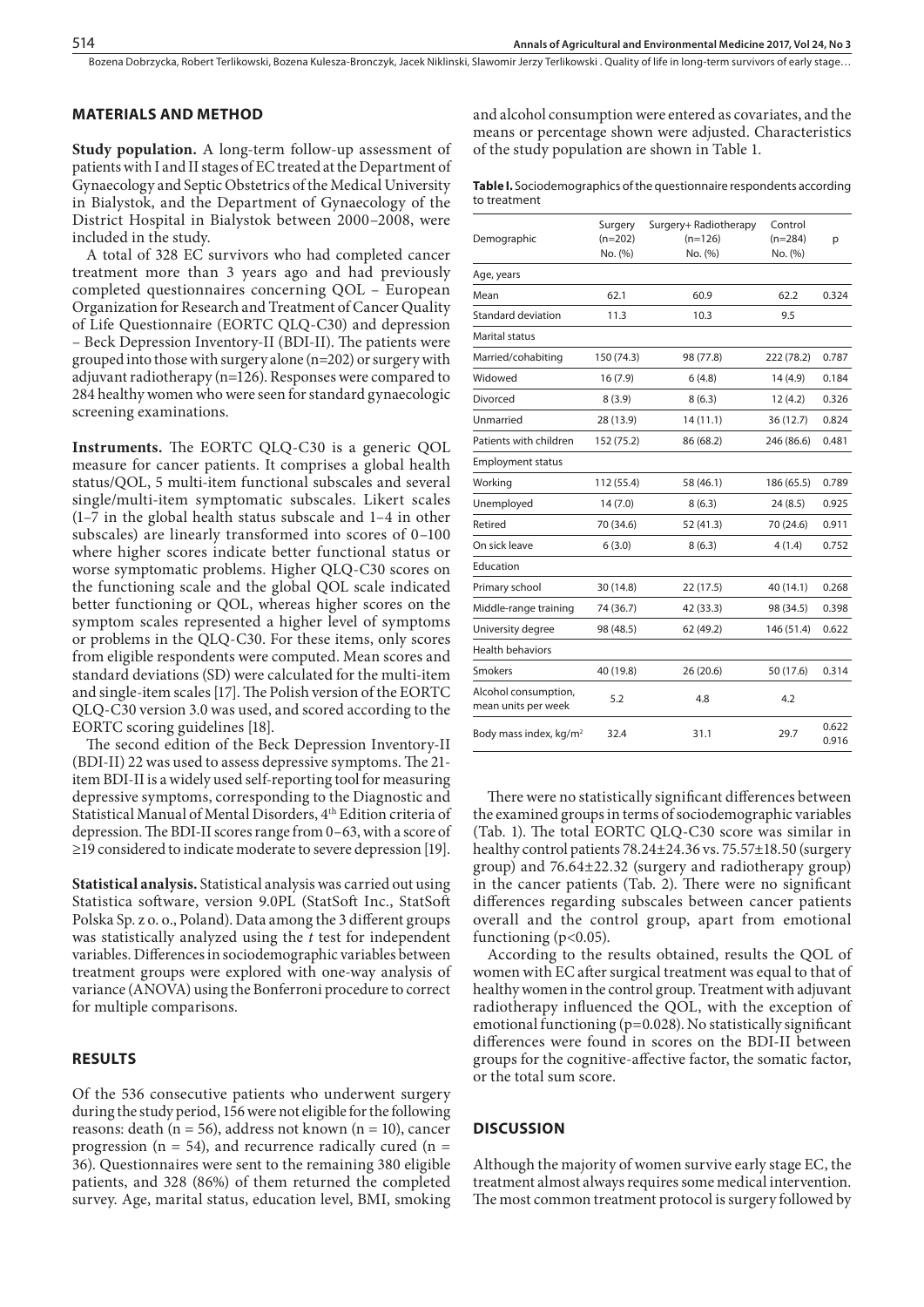## MATERIALS AND METHOD

**Study population.** A long-term follow-up assessment of patients with I and II stages of EC treated at the Department of Gynaecology and Septic Obstetrics of the Medical University in Bialystok, and the Department of Gynaecology of the District Hospital in Bialystok between 2000–2008, were included in the study.

A total of 328 EC survivors who had completed cancer treatment more than 3 years ago and had previously completed questionnaires concerning QOL – European Organization for Research and Treatment of Cancer Quality of Life Questionnaire (EORTC QLQ-C30) and depression – Beck Depression Inventory-II (BDI-II). The patients were grouped into those with surgery alone (n=202) or surgery with adjuvant radiotherapy (n=126). Responses were compared to 284 healthy women who were seen for standard gynaecologic screening examinations.

**Instruments.** The EORTC QLQ-C30 is a generic QOL measure for cancer patients. It comprises a global health status/QOL, 5 multi-item functional subscales and several single/multi-item symptomatic subscales. Likert scales (1–7 in the global health status subscale and 1–4 in other subscales) are linearly transformed into scores of 0–100 where higher scores indicate better functional status or worse symptomatic problems. Higher QLQ-C30 scores on the functioning scale and the global QOL scale indicated better functioning or QOL, whereas higher scores on the symptom scales represented a higher level of symptoms or problems in the QLQ-C30. For these items, only scores from eligible respondents were computed. Mean scores and standard deviations (SD) were calculated for the multi-item and single-item scales [17]. The Polish version of the EORTC QLQ-C30 version 3.0 was used, and scored according to the EORTC scoring guidelines [18].

The second edition of the Beck Depression Inventory-II (BDI-II) 22 was used to assess depressive symptoms. The 21-item BDI-II is a widely used self-reporting tool for measuring depressive symptoms, corresponding to the Diagnostic and Statistical Manual of Mental Disorders, 4th Edition criteria of depression. The BDI-II scores range from 0–63, with a score of ≥19 considered to indicate moderate to severe depression [19].

**Statistical analysis.** Statistical analysis was carried out using Statistica software, version 9.0PL (StatSoft Inc., StatSoft Polska Sp. z o. o., Poland). Data among the 3 different groups was statistically analyzed using the *t* test for independent variables. Differences in sociodemographic variables between treatment groups were explored with one-way analysis of variance (ANOVA) using the Bonferroni procedure to correct for multiple comparisons.

## RESULTS

Of the 536 consecutive patients who underwent surgery during the study period, 156 were not eligible for the following reasons: death (n = 56), address not known (n = 10), cancer progression (n = 54), and recurrence radically cured (n = 36). Questionnaires were sent to the remaining 380 eligible patients, and 328 (86%) of them returned the completed survey. Age, marital status, education level, BMI, smoking and alcohol consumption were entered as covariates, and the means or percentage shown were adjusted. Characteristics of the study population are shown in Table 1.

**Table I.** Sociodemographics of the questionnaire respondents according to treatment

| Demographic | Surgery (n=202) No. (%) | Surgery+ Radiotherapy (n=126) No. (%) | Control (n=284) No. (%) | p |
|---|---|---|---|---|
| Age, years | | | | |
| Mean | 62.1 | 60.9 | 62.2 | 0.324 |
| Standard deviation | 11.3 | 10.3 | 9.5 | |
| Marital status | | | | |
| Married/cohabiting | 150 (74.3) | 98 (77.8) | 222 (78.2) | 0.787 |
| Widowed | 16 (7.9) | 6 (4.8) | 14 (4.9) | 0.184 |
| Divorced | 8 (3.9) | 8 (6.3) | 12 (4.2) | 0.326 |
| Unmarried | 28 (13.9) | 14 (11.1) | 36 (12.7) | 0.824 |
| Patients with children | 152 (75.2) | 86 (68.2) | 246 (86.6) | 0.481 |
| Employment status | | | | |
| Working | 112 (55.4) | 58 (46.1) | 186 (65.5) | 0.789 |
| Unemployed | 14 (7.0) | 8 (6.3) | 24 (8.5) | 0.925 |
| Retired | 70 (34.6) | 52 (41.3) | 70 (24.6) | 0.911 |
| On sick leave | 6 (3.0) | 8 (6.3) | 4 (1.4) | 0.752 |
| Education | | | | |
| Primary school | 30 (14.8) | 22 (17.5) | 40 (14.1) | 0.268 |
| Middle-range training | 74 (36.7) | 42 (33.3) | 98 (34.5) | 0.398 |
| University degree | 98 (48.5) | 62 (49.2) | 146 (51.4) | 0.622 |
| Health behaviors | | | | |
| Smokers | 40 (19.8) | 26 (20.6) | 50 (17.6) | 0.314 |
| Alcohol consumption, mean units per week | 5.2 | 4.8 | 4.2 | |
| Body mass index, kg/m² | 32.4 | 31.1 | 29.7 | 0.622 0.916 |

There were no statistically significant differences between the examined groups in terms of sociodemographic variables (Tab. 1). The total EORTC QLQ-C30 score was similar in healthy control patients 78.24±24.36 vs. 75.57±18.50 (surgery group) and 76.64±22.32 (surgery and radiotherapy group) in the cancer patients (Tab. 2). There were no significant differences regarding subscales between cancer patients overall and the control group, apart from emotional functioning ($p<0.05$).

According to the results obtained, results the QOL of women with EC after surgical treatment was equal to that of healthy women in the control group. Treatment with adjuvant radiotherapy influenced the QOL, with the exception of emotional functioning ($p=0.028$). No statistically significant differences were found in scores on the BDI-II between groups for the cognitive-affective factor, the somatic factor, or the total sum score.

## DISCUSSION

Although the majority of women survive early stage EC, the treatment almost always requires some medical intervention. The most common treatment protocol is surgery followed by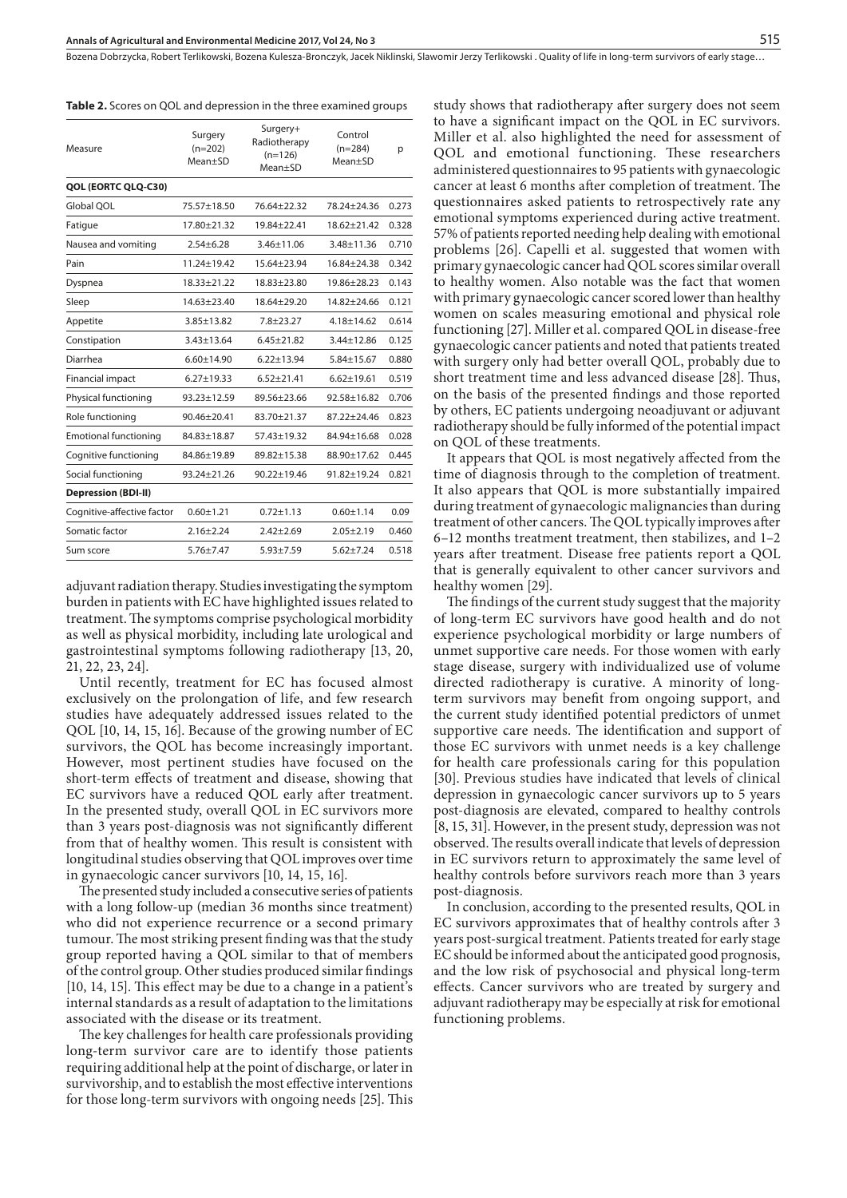**Table 2.** Scores on QOL and depression in the three examined groups

| Measure | Surgery (n=202) Mean±SD | Surgery+ Radiotherapy (n=126) Mean±SD | Control (n=284) Mean±SD | p |
|---|---|---|---|---|
| **QOL (EORTC QLQ-C30)** | | | | |
| Global QOL | 75.57±18.50 | 76.64±22.32 | 78.24±24.36 | 0.273 |
| Fatigue | 17.80±21.32 | 19.84±22.41 | 18.62±21.42 | 0.328 |
| Nausea and vomiting | 2.54±6.28 | 3.46±11.06 | 3.48±11.36 | 0.710 |
| Pain | 11.24±19.42 | 15.64±23.94 | 16.84±24.38 | 0.342 |
| Dyspnea | 18.33±21.22 | 18.83±23.80 | 19.86±28.23 | 0.143 |
| Sleep | 14.63±23.40 | 18.64±29.20 | 14.82±24.66 | 0.121 |
| Appetite | 3.85±13.82 | 7.8±23.27 | 4.18±14.62 | 0.614 |
| Constipation | 3.43±13.64 | 6.45±21.82 | 3.44±12.86 | 0.125 |
| Diarrhea | 6.60±14.90 | 6.22±13.94 | 5.84±15.67 | 0.880 |
| Financial impact | 6.27±19.33 | 6.52±21.41 | 6.62±19.61 | 0.519 |
| Physical functioning | 93.23±12.59 | 89.56±23.66 | 92.58±16.82 | 0.706 |
| Role functioning | 90.46±20.41 | 83.70±21.37 | 87.22±24.46 | 0.823 |
| Emotional functioning | 84.83±18.87 | 57.43±19.32 | 84.94±16.68 | 0.028 |
| Cognitive functioning | 84.86±19.89 | 89.82±15.38 | 88.90±17.62 | 0.445 |
| Social functioning | 93.24±21.26 | 90.22±19.46 | 91.82±19.24 | 0.821 |
| **Depression (BDI-II)** | | | | |
| Cognitive-affective factor | 0.60±1.21 | 0.72±1.13 | 0.60±1.14 | 0.09 |
| Somatic factor | 2.16±2.24 | 2.42±2.69 | 2.05±2.19 | 0.460 |
| Sum score | 5.76±7.47 | 5.93±7.59 | 5.62±7.24 | 0.518 |

adjuvant radiation therapy. Studies investigating the symptom burden in patients with EC have highlighted issues related to treatment. The symptoms comprise psychological morbidity as well as physical morbidity, including late urological and gastrointestinal symptoms following radiotherapy [13, 20, 21, 22, 23, 24].

Until recently, treatment for EC has focused almost exclusively on the prolongation of life, and few research studies have adequately addressed issues related to the QOL [10, 14, 15, 16]. Because of the growing number of EC survivors, the QOL has become increasingly important. However, most pertinent studies have focused on the short-term effects of treatment and disease, showing that EC survivors have a reduced QOL early after treatment. In the presented study, overall QOL in EC survivors more than 3 years post-diagnosis was not significantly different from that of healthy women. This result is consistent with longitudinal studies observing that QOL improves over time in gynaecologic cancer survivors [10, 14, 15, 16].

The presented study included a consecutive series of patients with a long follow-up (median 36 months since treatment) who did not experience recurrence or a second primary tumour. The most striking present finding was that the study group reported having a QOL similar to that of members of the control group. Other studies produced similar findings [10, 14, 15]. This effect may be due to a change in a patient's internal standards as a result of adaptation to the limitations associated with the disease or its treatment.

The key challenges for health care professionals providing long-term survivor care are to identify those patients requiring additional help at the point of discharge, or later in survivorship, and to establish the most effective interventions for those long-term survivors with ongoing needs [25]. This study shows that radiotherapy after surgery does not seem to have a significant impact on the QOL in EC survivors. Miller et al. also highlighted the need for assessment of QOL and emotional functioning. These researchers administered questionnaires to 95 patients with gynaecologic cancer at least 6 months after completion of treatment. The questionnaires asked patients to retrospectively rate any emotional symptoms experienced during active treatment. 57% of patients reported needing help dealing with emotional problems [26]. Capelli et al. suggested that women with primary gynaecologic cancer had QOL scores similar overall to healthy women. Also notable was the fact that women with primary gynaecologic cancer scored lower than healthy women on scales measuring emotional and physical role functioning [27]. Miller et al. compared QOL in disease-free gynaecologic cancer patients and noted that patients treated with surgery only had better overall QOL, probably due to short treatment time and less advanced disease [28]. Thus, on the basis of the presented findings and those reported by others, EC patients undergoing neoadjuvant or adjuvant radiotherapy should be fully informed of the potential impact on QOL of these treatments.

It appears that QOL is most negatively affected from the time of diagnosis through to the completion of treatment. It also appears that QOL is more substantially impaired during treatment of gynaecologic malignancies than during treatment of other cancers. The QOL typically improves after 6–12 months treatment treatment, then stabilizes, and 1–2 years after treatment. Disease free patients report a QOL that is generally equivalent to other cancer survivors and healthy women [29].

The findings of the current study suggest that the majority of long-term EC survivors have good health and do not experience psychological morbidity or large numbers of unmet supportive care needs. For those women with early stage disease, surgery with individualized use of volume directed radiotherapy is curative. A minority of long-term survivors may benefit from ongoing support, and the current study identified potential predictors of unmet supportive care needs. The identification and support of those EC survivors with unmet needs is a key challenge for health care professionals caring for this population [30]. Previous studies have indicated that levels of clinical depression in gynaecologic cancer survivors up to 5 years post-diagnosis are elevated, compared to healthy controls [8, 15, 31]. However, in the present study, depression was not observed. The results overall indicate that levels of depression in EC survivors return to approximately the same level of healthy controls before survivors reach more than 3 years post-diagnosis.

In conclusion, according to the presented results, QOL in EC survivors approximates that of healthy controls after 3 years post-surgical treatment. Patients treated for early stage EC should be informed about the anticipated good prognosis, and the low risk of psychosocial and physical long-term effects. Cancer survivors who are treated by surgery and adjuvant radiotherapy may be especially at risk for emotional functioning problems.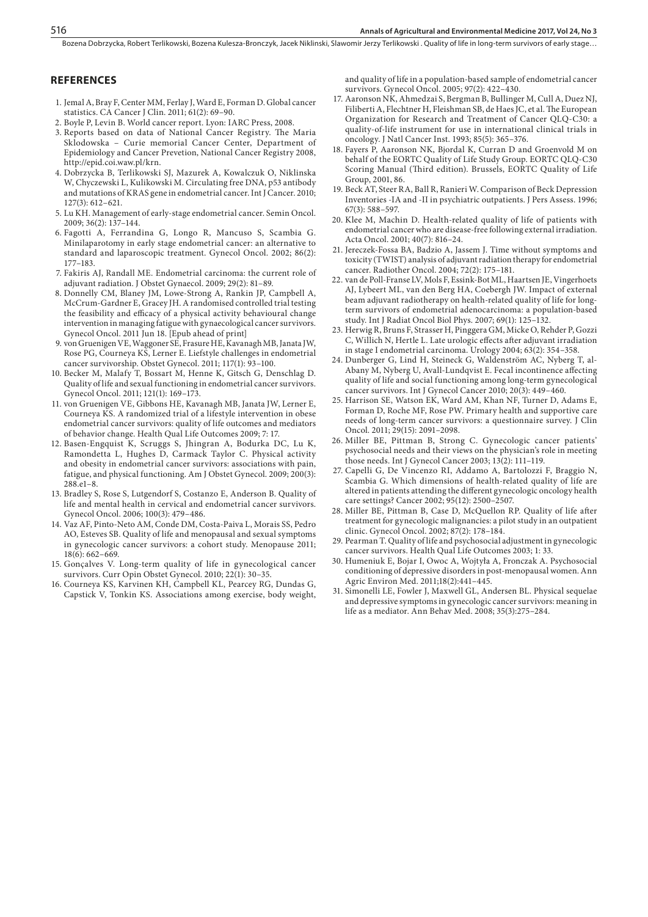## REFERENCES

1. Jemal A, Bray F, Center MM, Ferlay J, Ward E, Forman D. Global cancer statistics. CA Cancer J Clin. 2011; 61(2): 69–90.
2. Boyle P, Levin B. World cancer report. Lyon: IARC Press, 2008.
3. Reports based on data of National Cancer Registry. The Maria Sklodowska – Curie memorial Cancer Center, Department of Epidemiology and Cancer Prevetion, National Cancer Registry 2008, http://epid.coi.waw.pl/krn.
4. Dobrzycka B, Terlikowski SJ, Mazurek A, Kowalczuk O, Niklinska W, Chyczewski L, Kulikowski M. Circulating free DNA, p53 antibody and mutations of KRAS gene in endometrial cancer. Int J Cancer. 2010; 127(3): 612–621.
5. Lu KH. Management of early-stage endometrial cancer. Semin Oncol. 2009; 36(2): 137–144.
6. Fagotti A, Ferrandina G, Longo R, Mancuso S, Scambia G. Minilaparotomy in early stage endometrial cancer: an alternative to standard and laparoscopic treatment. Gynecol Oncol. 2002; 86(2): 177–183.
7. Fakiris AJ, Randall ME. Endometrial carcinoma: the current role of adjuvant radiation. J Obstet Gynaecol. 2009; 29(2): 81–89.
8. Donnelly CM, Blaney JM, Lowe-Strong A, Rankin JP, Campbell A, McCrum-Gardner E, Gracey JH. A randomised controlled trial testing the feasibility and efficacy of a physical activity behavioural change intervention in managing fatigue with gynaecological cancer survivors. Gynecol Oncol. 2011 Jun 18. [Epub ahead of print]
9. von Gruenigen VE, Waggoner SE, Frasure HE, Kavanagh MB, Janata JW, Rose PG, Courneya KS, Lerner E. Liefstyle challenges in endometrial cancer survivorship. Obstet Gynecol. 2011; 117(1): 93–100.
10. Becker M, Malafy T, Bossart M, Henne K, Gitsch G, Denschlag D. Quality of life and sexual functioning in endometrial cancer survivors. Gynecol Oncol. 2011; 121(1): 169–173.
11. von Gruenigen VE, Gibbons HE, Kavanagh MB, Janata JW, Lerner E, Courneya KS. A randomized trial of a lifestyle intervention in obese endometrial cancer survivors: quality of life outcomes and mediators of behavior change. Health Qual Life Outcomes 2009; 7: 17.
12. Basen-Engquist K, Scruggs S, Jhingran A, Bodurka DC, Lu K, Ramondetta L, Hughes D, Carmack Taylor C. Physical activity and obesity in endometrial cancer survivors: associations with pain, fatigue, and physical functioning. Am J Obstet Gynecol. 2009; 200(3): 288.e1–8.
13. Bradley S, Rose S, Lutgendorf S, Costanzo E, Anderson B. Quality of life and mental health in cervical and endometrial cancer survivors. Gynecol Oncol. 2006; 100(3): 479–486.
14. Vaz AF, Pinto-Neto AM, Conde DM, Costa-Paiva L, Morais SS, Pedro AO, Esteves SB. Quality of life and menopausal and sexual symptoms in gynecologic cancer survivors: a cohort study. Menopause 2011; 18(6): 662–669.
15. Gonçalves V. Long-term quality of life in gynecological cancer survivors. Curr Opin Obstet Gynecol. 2010; 22(1): 30–35.
16. Courneya KS, Karvinen KH, Campbell KL, Pearcey RG, Dundas G, Capstick V, Tonkin KS. Associations among exercise, body weight, and quality of life in a population-based sample of endometrial cancer survivors. Gynecol Oncol. 2005; 97(2): 422–430.
17. Aaronson NK, Ahmedzai S, Bergman B, Bullinger M, Cull A, Duez NJ, Filiberti A, Flechtner H, Fleishman SB, de Haes JC, et al. The European Organization for Research and Treatment of Cancer QLQ-C30: a quality-of-life instrument for use in international clinical trials in oncology. J Natl Cancer Inst. 1993; 85(5): 365–376.
18. Fayers P, Aaronson NK, Bjordal K, Curran D and Groenvold M on behalf of the EORTC Quality of Life Study Group. EORTC QLQ-C30 Scoring Manual (Third edition). Brussels, EORTC Quality of Life Group, 2001, 86.
19. Beck AT, Steer RA, Ball R, Ranieri W. Comparison of Beck Depression Inventories -IA and -II in psychiatric outpatients. J Pers Assess. 1996; 67(3): 588–597.
20. Klee M, Machin D. Health-related quality of life of patients with endometrial cancer who are disease-free following external irradiation. Acta Oncol. 2001; 40(7): 816–24.
21. Jereczek-Fossa BA, Badzio A, Jassem J. Time without symptoms and toxicity (TWIST) analysis of adjuvant radiation therapy for endometrial cancer. Radiother Oncol. 2004; 72(2): 175–181.
22. van de Poll-Franse LV, Mols F, Essink-Bot ML, Haartsen JE, Vingerhoets AJ, Lybeert ML, van den Berg HA, Coebergh JW. Impact of external beam adjuvant radiotherapy on health-related quality of life for long-term survivors of endometrial adenocarcinoma: a population-based study. Int J Radiat Oncol Biol Phys. 2007; 69(1): 125–132.
23. Herwig R, Bruns F, Strasser H, Pinggera GM, Micke O, Rehder P, Gozzi C, Willich N, Hertle L. Late urologic effects after adjuvant irradiation in stage I endometrial carcinoma. Urology 2004; 63(2): 354–358.
24. Dunberger G, Lind H, Steineck G, Waldenström AC, Nyberg T, al-Abany M, Nyberg U, Avall-Lundqvist E. Fecal incontinence affecting quality of life and social functioning among long-term gynecological cancer survivors. Int J Gynecol Cancer 2010; 20(3): 449–460.
25. Harrison SE, Watson EK, Ward AM, Khan NF, Turner D, Adams E, Forman D, Roche MF, Rose PW. Primary health and supportive care needs of long-term cancer survivors: a questionnaire survey. J Clin Oncol. 2011; 29(15): 2091–2098.
26. Miller BE, Pittman B, Strong C. Gynecologic cancer patients' psychosocial needs and their views on the physician's role in meeting those needs. Int J Gynecol Cancer 2003; 13(2): 111–119.
27. Capelli G, De Vincenzo RI, Addamo A, Bartolozzi F, Braggio N, Scambia G. Which dimensions of health-related quality of life are altered in patients attending the different gynecologic oncology health care settings? Cancer 2002; 95(12): 2500–2507.
28. Miller BE, Pittman B, Case D, McQuellon RP. Quality of life after treatment for gynecologic malignancies: a pilot study in an outpatient clinic. Gynecol Oncol. 2002; 87(2): 178–184.
29. Pearman T. Quality of life and psychosocial adjustment in gynecologic cancer survivors. Health Qual Life Outcomes 2003; 1: 33.
30. Humeniuk E, Bojar I, Owoc A, Wojtyła A, Fronczak A. Psychosocial conditioning of depressive disorders in post-menopausal women. Ann Agric Environ Med. 2011;18(2):441–445.
31. Simonelli LE, Fowler J, Maxwell GL, Andersen BL. Physical sequelae and depressive symptoms in gynecologic cancer survivors: meaning in life as a mediator. Ann Behav Med. 2008; 35(3):275–284.